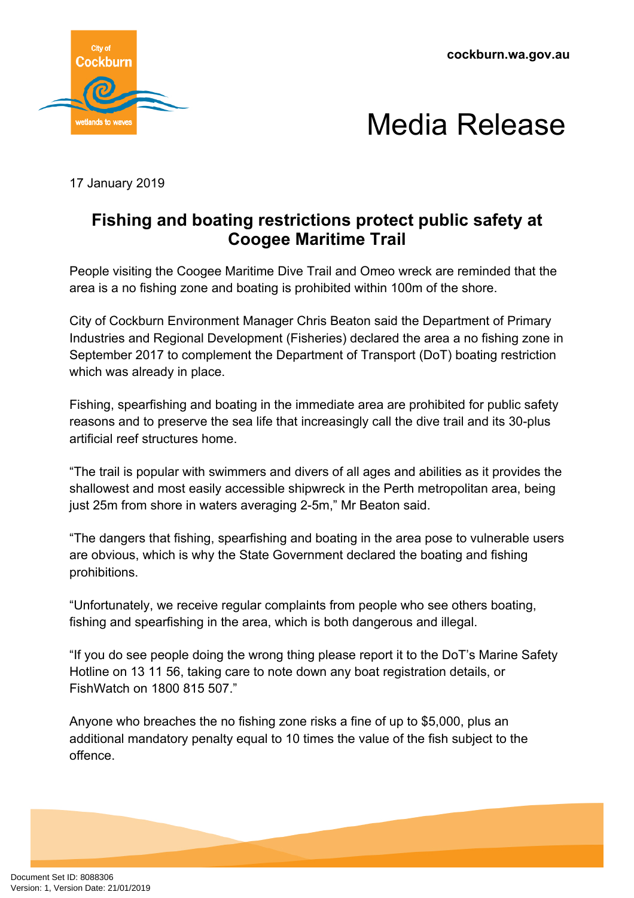cockburn.wa.gov.au

# Media Release

17 January 2019

## Fishing and boating restrictions protect public safety at Coogee Maritime Trail

People visiting the Coogee Maritime Dive Trail and Omeo wreck are reminded that the area is a no fishing zone and boating is prohibited within 100m of the shore.

City of Cockburn Environment Manager Chris Beaton said the Department of Primary Industries and Regional Development (Fisheries) declared the area a no fishing zone in September 2017 to complement the Department of Transport (DoT) boating restriction which was already in place.

Fishing, spearfishing and boating in the immediate area are prohibited for public safety reasons and to preserve the sea life that increasingly call the dive trail and its 30-plus artificial reef structures home.

“The trail is popular with swimmers and divers of all ages and abilities as it provides the shallowest and most easily accessible shipwreck in the Perth metropolitan area, being just 25m from shore in waters averaging 2-5m,” Mr Beaton said.

“The dangers that fishing, spearfishing and boating in the area pose to vulnerable users are obvious, which is why the State Government declared the boating and fishing prohibitions.

“Unfortunately, we receive regular complaints from people who see others boating, fishing and spearfishing in the area, which is both dangerous and illegal.

“If you do see people doing the wrong thing please report it to the DoT’s Marine Safety Hotline on 13 11 56, taking care to note down any boat registration details, or FishWatch on 1800 815 507.”

Anyone who breaches the no fishing zone risks a fine of up to $5,000, plus an additional mandatory penalty equal to 10 times the value of the fish subject to the offence.

Document Set ID: 8088306
Version: 1, Version Date: 21/01/2019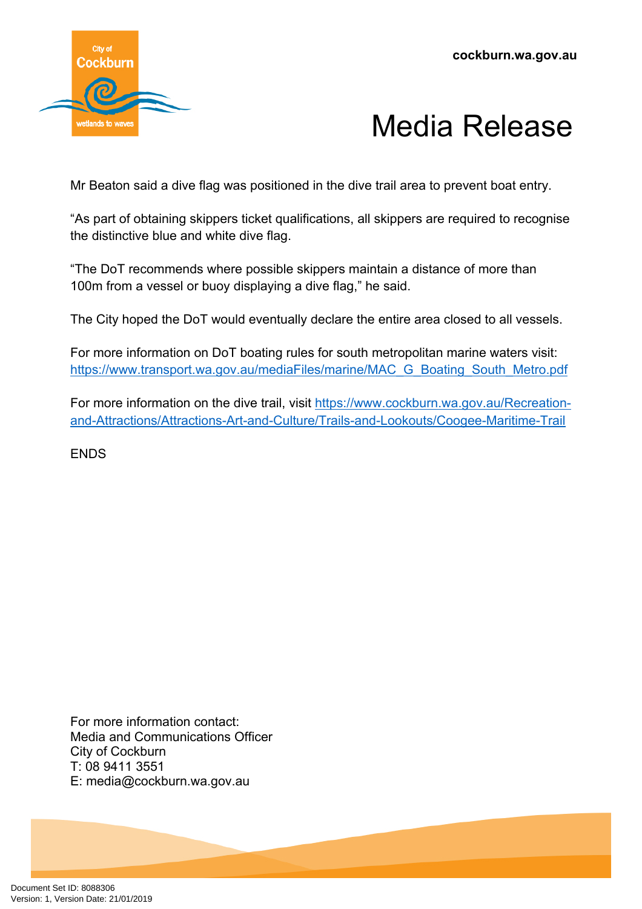# Media Release

Mr Beaton said a dive flag was positioned in the dive trail area to prevent boat entry.

"As part of obtaining skippers ticket qualifications, all skippers are required to recognise the distinctive blue and white dive flag.

"The DoT recommends where possible skippers maintain a distance of more than 100m from a vessel or buoy displaying a dive flag," he said.

The City hoped the DoT would eventually declare the entire area closed to all vessels.

For more information on DoT boating rules for south metropolitan marine waters visit: https://www.transport.wa.gov.au/mediaFiles/marine/MAC_G_Boating_South_Metro.pdf

For more information on the dive trail, visit https://www.cockburn.wa.gov.au/Recreation-and-Attractions/Attractions-Art-and-Culture/Trails-and-Lookouts/Coogee-Maritime-Trail

ENDS

For more information contact:
Media and Communications Officer
City of Cockburn
T: 08 9411 3551
E: media@cockburn.wa.gov.au